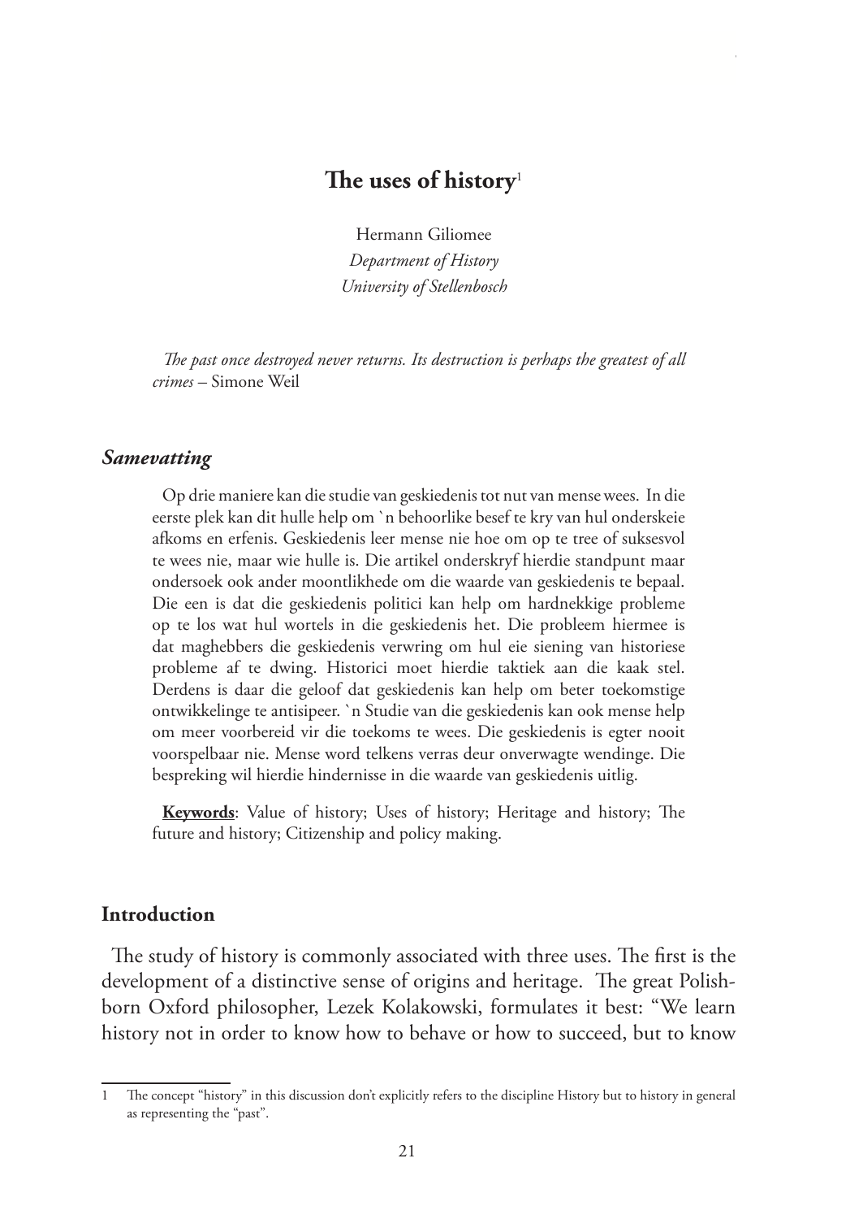# The uses of history[1]

Hermann Giliomee
*Department of History*
*University of Stellenbosch*

*The past once destroyed never returns. Its destruction is perhaps the greatest of all crimes* – Simone Weil

### *Samevatting*

Op drie maniere kan die studie van geskiedenis tot nut van mense wees. In die eerste plek kan dit hulle help om `n behoorlike besef te kry van hul onderskeie afkoms en erfenis. Geskiedenis leer mense nie hoe om op te tree of suksesvol te wees nie, maar wie hulle is. Die artikel onderskryf hierdie standpunt maar ondersoek ook ander moontlikhede om die waarde van geskiedenis te bepaal. Die een is dat die geskiedenis politici kan help om hardnekkige probleme op te los wat hul wortels in die geskiedenis het. Die probleem hiermee is dat maghebbers die geskiedenis verwring om hul eie siening van historiese probleme af te dwing. Historici moet hierdie taktiek aan die kaak stel. Derdens is daar die geloof dat geskiedenis kan help om beter toekomstige ontwikkelinge te antisipeer. `n Studie van die geskiedenis kan ook mense help om meer voorbereid vir die toekoms te wees. Die geskiedenis is egter nooit voorspelbaar nie. Mense word telkens verras deur onverwagte wendinge. Die bespreking wil hierdie hindernisse in die waarde van geskiedenis uitlig.

**Keywords**: Value of history; Uses of history; Heritage and history; The future and history; Citizenship and policy making.

## Introduction

The study of history is commonly associated with three uses. The first is the development of a distinctive sense of origins and heritage. The great Polish-born Oxford philosopher, Lezek Kolakowski, formulates it best: "We learn history not in order to know how to behave or how to succeed, but to know

---

1 The concept "history" in this discussion don't explicitly refers to the discipline History but to history in general as representing the "past".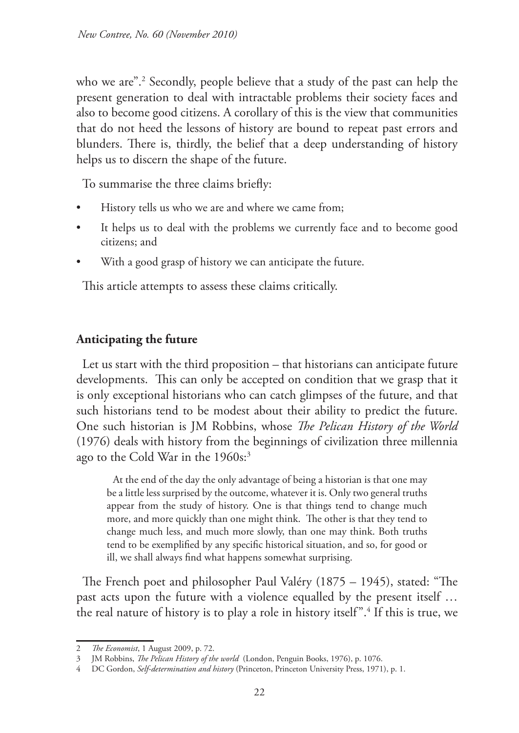who we are".[2] Secondly, people believe that a study of the past can help the present generation to deal with intractable problems their society faces and also to become good citizens. A corollary of this is the view that communities that do not heed the lessons of history are bound to repeat past errors and blunders. There is, thirdly, the belief that a deep understanding of history helps us to discern the shape of the future.

To summarise the three claims briefly:

- History tells us who we are and where we came from;
- It helps us to deal with the problems we currently face and to become good citizens; and
- With a good grasp of history we can anticipate the future.

This article attempts to assess these claims critically.

## Anticipating the future

Let us start with the third proposition – that historians can anticipate future developments. This can only be accepted on condition that we grasp that it is only exceptional historians who can catch glimpses of the future, and that such historians tend to be modest about their ability to predict the future. One such historian is JM Robbins, whose *The Pelican History of the World* (1976) deals with history from the beginnings of civilization three millennia ago to the Cold War in the 1960s:[3]

> At the end of the day the only advantage of being a historian is that one may be a little less surprised by the outcome, whatever it is. Only two general truths appear from the study of history. One is that things tend to change much more, and more quickly than one might think. The other is that they tend to change much less, and much more slowly, than one may think. Both truths tend to be exemplified by any specific historical situation, and so, for good or ill, we shall always find what happens somewhat surprising.

The French poet and philosopher Paul Valéry (1875 – 1945), stated: "The past acts upon the future with a violence equalled by the present itself … the real nature of history is to play a role in history itself".[4] If this is true, we

---

2 *The Economist*, 1 August 2009, p. 72.

3 JM Robbins, *The Pelican History of the world* (London, Penguin Books, 1976), p. 1076.

4 DC Gordon, *Self-determination and history* (Princeton, Princeton University Press, 1971), p. 1.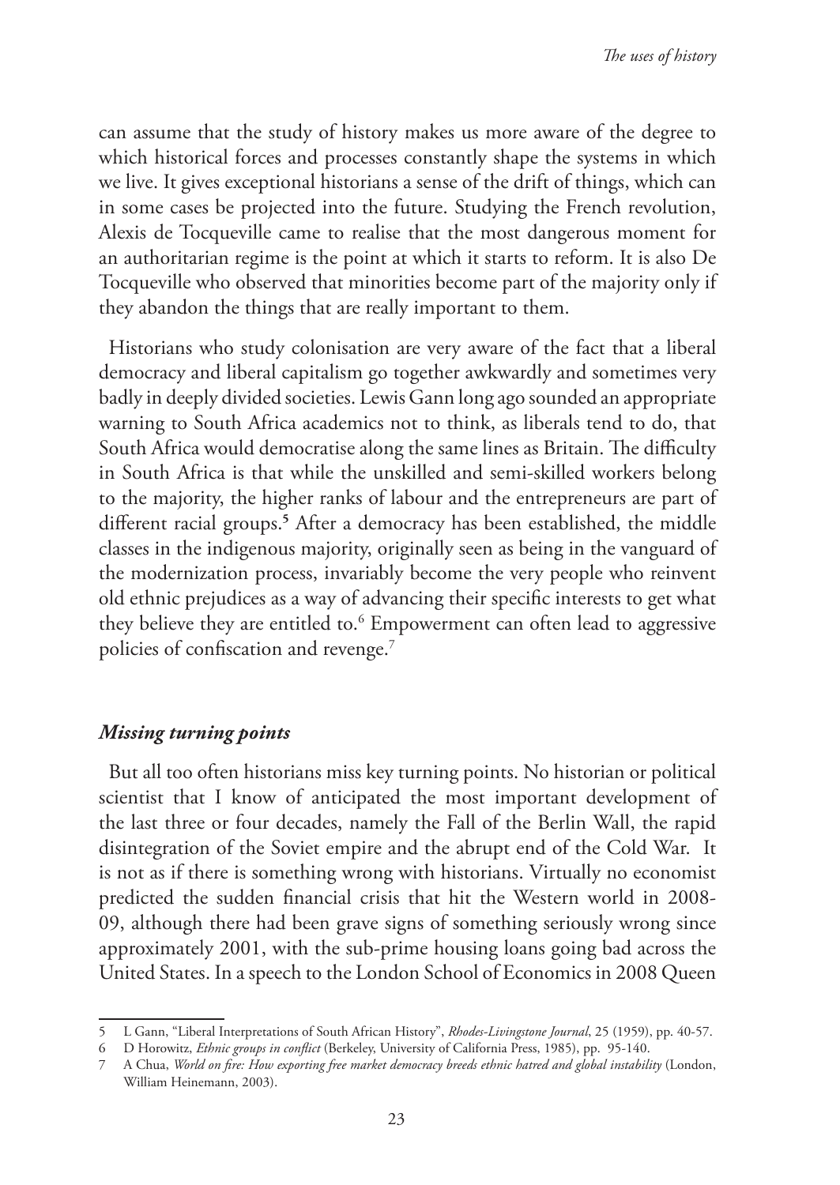can assume that the study of history makes us more aware of the degree to which historical forces and processes constantly shape the systems in which we live. It gives exceptional historians a sense of the drift of things, which can in some cases be projected into the future. Studying the French revolution, Alexis de Tocqueville came to realise that the most dangerous moment for an authoritarian regime is the point at which it starts to reform. It is also De Tocqueville who observed that minorities become part of the majority only if they abandon the things that are really important to them.

Historians who study colonisation are very aware of the fact that a liberal democracy and liberal capitalism go together awkwardly and sometimes very badly in deeply divided societies. Lewis Gann long ago sounded an appropriate warning to South Africa academics not to think, as liberals tend to do, that South Africa would democratise along the same lines as Britain. The difficulty in South Africa is that while the unskilled and semi-skilled workers belong to the majority, the higher ranks of labour and the entrepreneurs are part of different racial groups.[5] After a democracy has been established, the middle classes in the indigenous majority, originally seen as being in the vanguard of the modernization process, invariably become the very people who reinvent old ethnic prejudices as a way of advancing their specific interests to get what they believe they are entitled to.[6] Empowerment can often lead to aggressive policies of confiscation and revenge.[7]

### *Missing turning points*

But all too often historians miss key turning points. No historian or political scientist that I know of anticipated the most important development of the last three or four decades, namely the Fall of the Berlin Wall, the rapid disintegration of the Soviet empire and the abrupt end of the Cold War. It is not as if there is something wrong with historians. Virtually no economist predicted the sudden financial crisis that hit the Western world in 2008-09, although there had been grave signs of something seriously wrong since approximately 2001, with the sub-prime housing loans going bad across the United States. In a speech to the London School of Economics in 2008 Queen

---

5 L Gann, "Liberal Interpretations of South African History", *Rhodes-Livingstone Journal*, 25 (1959), pp. 40-57.

6 D Horowitz, *Ethnic groups in conflict* (Berkeley, University of California Press, 1985), pp. 95-140.

7 A Chua, *World on fire: How exporting free market democracy breeds ethnic hatred and global instability* (London, William Heinemann, 2003).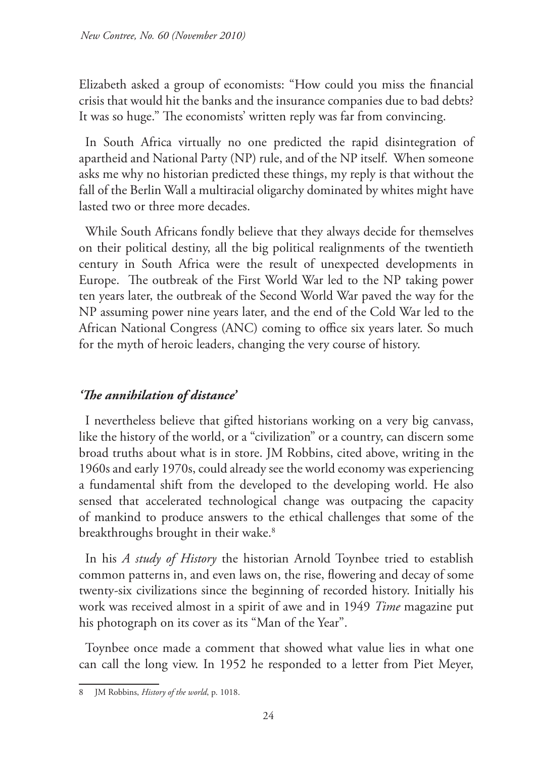Elizabeth asked a group of economists: "How could you miss the financial crisis that would hit the banks and the insurance companies due to bad debts? It was so huge." The economists' written reply was far from convincing.

In South Africa virtually no one predicted the rapid disintegration of apartheid and National Party (NP) rule, and of the NP itself. When someone asks me why no historian predicted these things, my reply is that without the fall of the Berlin Wall a multiracial oligarchy dominated by whites might have lasted two or three more decades.

While South Africans fondly believe that they always decide for themselves on their political destiny, all the big political realignments of the twentieth century in South Africa were the result of unexpected developments in Europe. The outbreak of the First World War led to the NP taking power ten years later, the outbreak of the Second World War paved the way for the NP assuming power nine years later, and the end of the Cold War led to the African National Congress (ANC) coming to office six years later. So much for the myth of heroic leaders, changing the very course of history.

## *'The annihilation of distance'*

I nevertheless believe that gifted historians working on a very big canvass, like the history of the world, or a "civilization" or a country, can discern some broad truths about what is in store. JM Robbins, cited above, writing in the 1960s and early 1970s, could already see the world economy was experiencing a fundamental shift from the developed to the developing world. He also sensed that accelerated technological change was outpacing the capacity of mankind to produce answers to the ethical challenges that some of the breakthroughs brought in their wake.[8]

In his *A study of History* the historian Arnold Toynbee tried to establish common patterns in, and even laws on, the rise, flowering and decay of some twenty-six civilizations since the beginning of recorded history. Initially his work was received almost in a spirit of awe and in 1949 *Time* magazine put his photograph on its cover as its "Man of the Year".

Toynbee once made a comment that showed what value lies in what one can call the long view. In 1952 he responded to a letter from Piet Meyer,

8 JM Robbins, *History of the world*, p. 1018.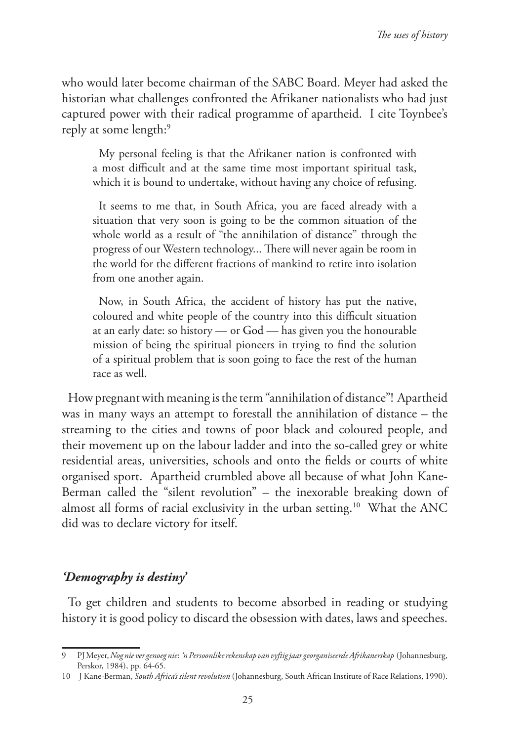who would later become chairman of the SABC Board. Meyer had asked the historian what challenges confronted the Afrikaner nationalists who had just captured power with their radical programme of apartheid. I cite Toynbee's reply at some length:[9]

> My personal feeling is that the Afrikaner nation is confronted with a most difficult and at the same time most important spiritual task, which it is bound to undertake, without having any choice of refusing.
>
> It seems to me that, in South Africa, you are faced already with a situation that very soon is going to be the common situation of the whole world as a result of "the annihilation of distance" through the progress of our Western technology... There will never again be room in the world for the different fractions of mankind to retire into isolation from one another again.
>
> Now, in South Africa, the accident of history has put the native, coloured and white people of the country into this difficult situation at an early date: so history — or God — has given you the honourable mission of being the spiritual pioneers in trying to find the solution of a spiritual problem that is soon going to face the rest of the human race as well.

How pregnant with meaning is the term "annihilation of distance"! Apartheid was in many ways an attempt to forestall the annihilation of distance – the streaming to the cities and towns of poor black and coloured people, and their movement up on the labour ladder and into the so-called grey or white residential areas, universities, schools and onto the fields or courts of white organised sport. Apartheid crumbled above all because of what John Kane-Berman called the "silent revolution" – the inexorable breaking down of almost all forms of racial exclusivity in the urban setting.[10] What the ANC did was to declare victory for itself.

## *'Demography is destiny'*

To get children and students to become absorbed in reading or studying history it is good policy to discard the obsession with dates, laws and speeches.

---

9 PJ Meyer, *Nog nie ver genoeg nie*: *'n Persoonlike rekenskap van vyftig jaar georganiseerde Afrikanerskap* (Johannesburg, Perskor, 1984), pp. 64-65.

10 J Kane-Berman, *South Africa's silent revolution* (Johannesburg, South African Institute of Race Relations, 1990).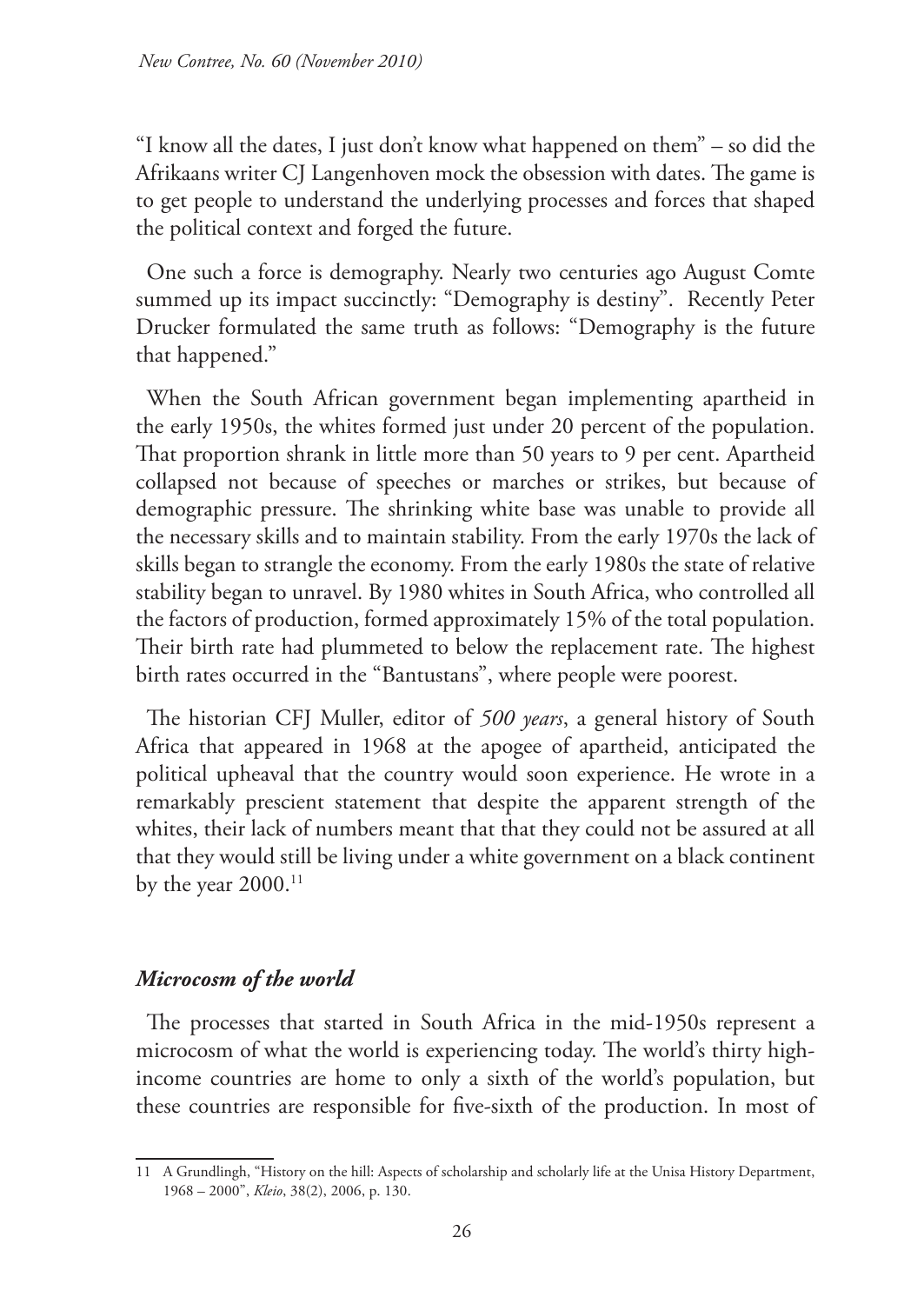"I know all the dates, I just don't know what happened on them" – so did the Afrikaans writer CJ Langenhoven mock the obsession with dates. The game is to get people to understand the underlying processes and forces that shaped the political context and forged the future.

One such a force is demography. Nearly two centuries ago August Comte summed up its impact succinctly: "Demography is destiny". Recently Peter Drucker formulated the same truth as follows: "Demography is the future that happened."

When the South African government began implementing apartheid in the early 1950s, the whites formed just under 20 percent of the population. That proportion shrank in little more than 50 years to 9 per cent. Apartheid collapsed not because of speeches or marches or strikes, but because of demographic pressure. The shrinking white base was unable to provide all the necessary skills and to maintain stability. From the early 1970s the lack of skills began to strangle the economy. From the early 1980s the state of relative stability began to unravel. By 1980 whites in South Africa, who controlled all the factors of production, formed approximately 15% of the total population. Their birth rate had plummeted to below the replacement rate. The highest birth rates occurred in the "Bantustans", where people were poorest.

The historian CFJ Muller, editor of *500 years*, a general history of South Africa that appeared in 1968 at the apogee of apartheid, anticipated the political upheaval that the country would soon experience. He wrote in a remarkably prescient statement that despite the apparent strength of the whites, their lack of numbers meant that that they could not be assured at all that they would still be living under a white government on a black continent by the year 2000.[11]

## *Microcosm of the world*

The processes that started in South Africa in the mid-1950s represent a microcosm of what the world is experiencing today. The world's thirty high-income countries are home to only a sixth of the world's population, but these countries are responsible for five-sixth of the production. In most of

11 A Grundlingh, "History on the hill: Aspects of scholarship and scholarly life at the Unisa History Department, 1968 – 2000", *Kleio*, 38(2), 2006, p. 130.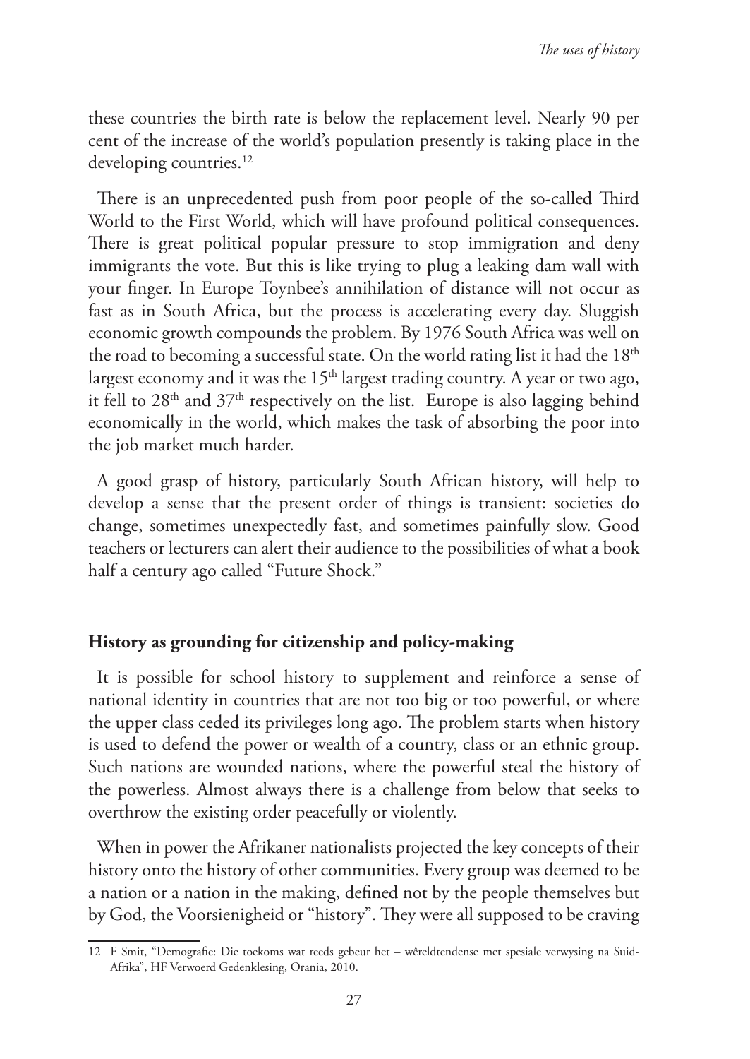these countries the birth rate is below the replacement level. Nearly 90 per cent of the increase of the world's population presently is taking place in the developing countries.[12]

There is an unprecedented push from poor people of the so-called Third World to the First World, which will have profound political consequences. There is great political popular pressure to stop immigration and deny immigrants the vote. But this is like trying to plug a leaking dam wall with your finger. In Europe Toynbee's annihilation of distance will not occur as fast as in South Africa, but the process is accelerating every day. Sluggish economic growth compounds the problem. By 1976 South Africa was well on the road to becoming a successful state. On the world rating list it had the 18th largest economy and it was the 15th largest trading country. A year or two ago, it fell to 28th and 37th respectively on the list. Europe is also lagging behind economically in the world, which makes the task of absorbing the poor into the job market much harder.

A good grasp of history, particularly South African history, will help to develop a sense that the present order of things is transient: societies do change, sometimes unexpectedly fast, and sometimes painfully slow. Good teachers or lecturers can alert their audience to the possibilities of what a book half a century ago called "Future Shock."

## History as grounding for citizenship and policy-making

It is possible for school history to supplement and reinforce a sense of national identity in countries that are not too big or too powerful, or where the upper class ceded its privileges long ago. The problem starts when history is used to defend the power or wealth of a country, class or an ethnic group. Such nations are wounded nations, where the powerful steal the history of the powerless. Almost always there is a challenge from below that seeks to overthrow the existing order peacefully or violently.

When in power the Afrikaner nationalists projected the key concepts of their history onto the history of other communities. Every group was deemed to be a nation or a nation in the making, defined not by the people themselves but by God, the Voorsienigheid or "history". They were all supposed to be craving

---

12 F Smit, "Demografie: Die toekoms wat reeds gebeur het – wêreldtendense met spesiale verwysing na Suid-Afrika", HF Verwoerd Gedenklesing, Orania, 2010.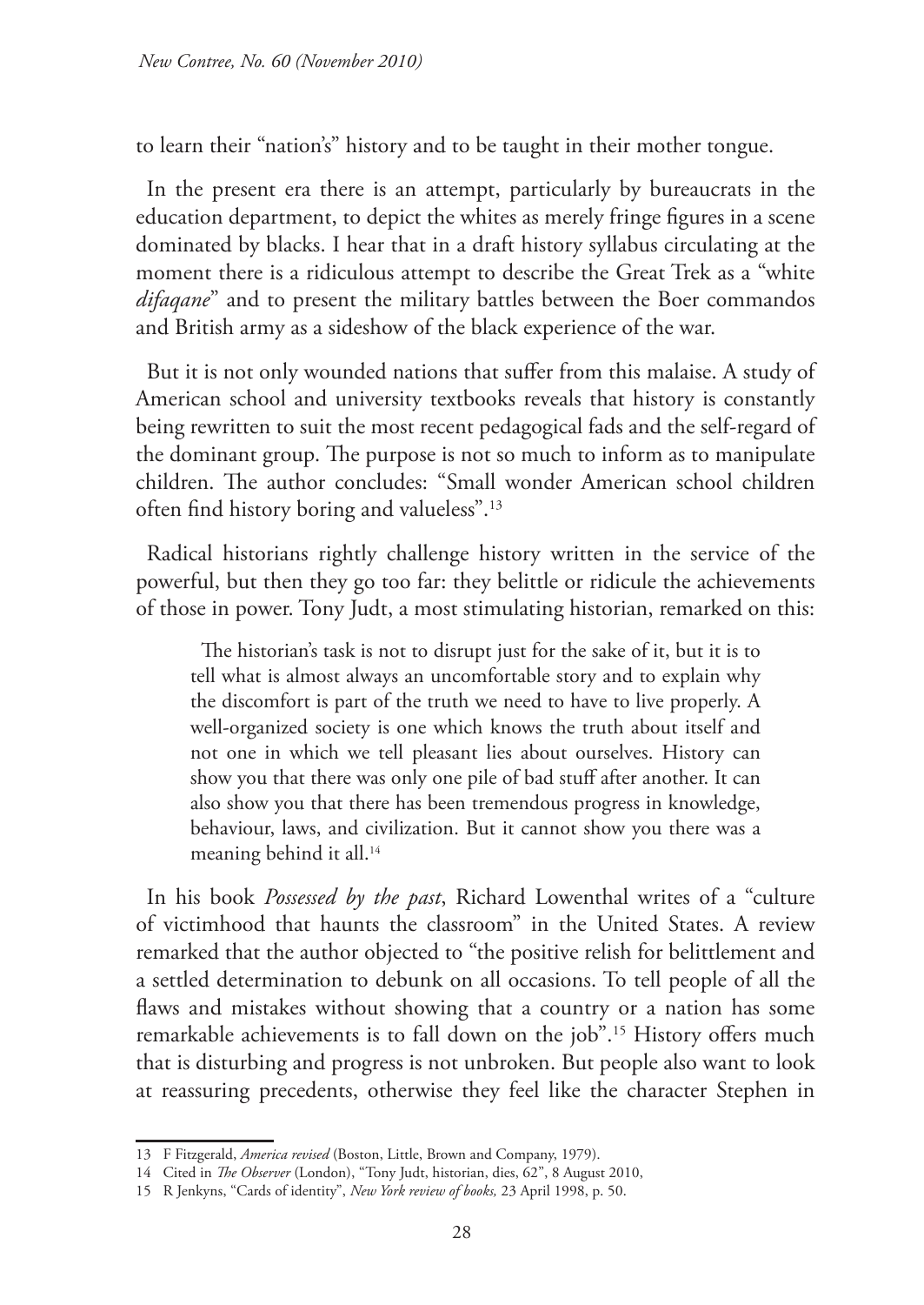to learn their "nation's" history and to be taught in their mother tongue.

In the present era there is an attempt, particularly by bureaucrats in the education department, to depict the whites as merely fringe figures in a scene dominated by blacks. I hear that in a draft history syllabus circulating at the moment there is a ridiculous attempt to describe the Great Trek as a "white *difaqane*" and to present the military battles between the Boer commandos and British army as a sideshow of the black experience of the war.

But it is not only wounded nations that suffer from this malaise. A study of American school and university textbooks reveals that history is constantly being rewritten to suit the most recent pedagogical fads and the self-regard of the dominant group. The purpose is not so much to inform as to manipulate children. The author concludes: "Small wonder American school children often find history boring and valueless".[13]

Radical historians rightly challenge history written in the service of the powerful, but then they go too far: they belittle or ridicule the achievements of those in power. Tony Judt, a most stimulating historian, remarked on this:

> The historian's task is not to disrupt just for the sake of it, but it is to tell what is almost always an uncomfortable story and to explain why the discomfort is part of the truth we need to have to live properly. A well-organized society is one which knows the truth about itself and not one in which we tell pleasant lies about ourselves. History can show you that there was only one pile of bad stuff after another. It can also show you that there has been tremendous progress in knowledge, behaviour, laws, and civilization. But it cannot show you there was a meaning behind it all.[14]

In his book *Possessed by the past*, Richard Lowenthal writes of a "culture of victimhood that haunts the classroom" in the United States. A review remarked that the author objected to "the positive relish for belittlement and a settled determination to debunk on all occasions. To tell people of all the flaws and mistakes without showing that a country or a nation has some remarkable achievements is to fall down on the job".[15] History offers much that is disturbing and progress is not unbroken. But people also want to look at reassuring precedents, otherwise they feel like the character Stephen in

---

13 F Fitzgerald, *America revised* (Boston, Little, Brown and Company, 1979).

14 Cited in *The Observer* (London), "Tony Judt, historian, dies, 62", 8 August 2010,

15 R Jenkyns, "Cards of identity", *New York review of books,* 23 April 1998, p. 50.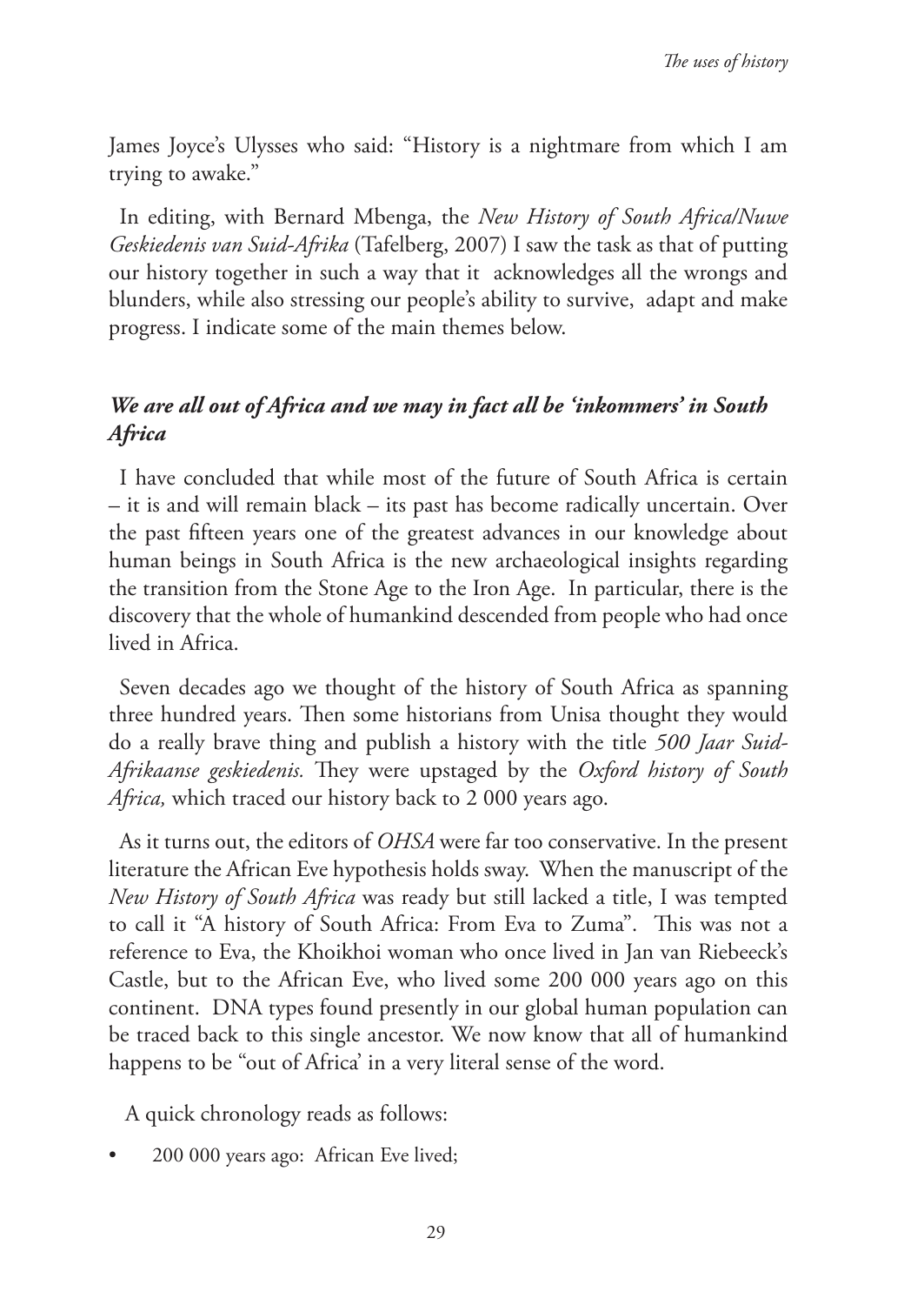James Joyce's Ulysses who said: "History is a nightmare from which I am trying to awake."

In editing, with Bernard Mbenga, the *New History of South Africa/Nuwe Geskiedenis van Suid-Afrika* (Tafelberg, 2007) I saw the task as that of putting our history together in such a way that it acknowledges all the wrongs and blunders, while also stressing our people's ability to survive, adapt and make progress. I indicate some of the main themes below.

### *We are all out of Africa and we may in fact all be 'inkommers' in South Africa*

I have concluded that while most of the future of South Africa is certain – it is and will remain black – its past has become radically uncertain. Over the past fifteen years one of the greatest advances in our knowledge about human beings in South Africa is the new archaeological insights regarding the transition from the Stone Age to the Iron Age. In particular, there is the discovery that the whole of humankind descended from people who had once lived in Africa.

Seven decades ago we thought of the history of South Africa as spanning three hundred years. Then some historians from Unisa thought they would do a really brave thing and publish a history with the title *500 Jaar Suid-Afrikaanse geskiedenis.* They were upstaged by the *Oxford history of South Africa,* which traced our history back to 2 000 years ago.

As it turns out, the editors of *OHSA* were far too conservative. In the present literature the African Eve hypothesis holds sway. When the manuscript of the *New History of South Africa* was ready but still lacked a title, I was tempted to call it "A history of South Africa: From Eva to Zuma". This was not a reference to Eva, the Khoikhoi woman who once lived in Jan van Riebeeck's Castle, but to the African Eve, who lived some 200 000 years ago on this continent. DNA types found presently in our global human population can be traced back to this single ancestor. We now know that all of humankind happens to be "out of Africa' in a very literal sense of the word.

A quick chronology reads as follows:

- 200 000 years ago: African Eve lived;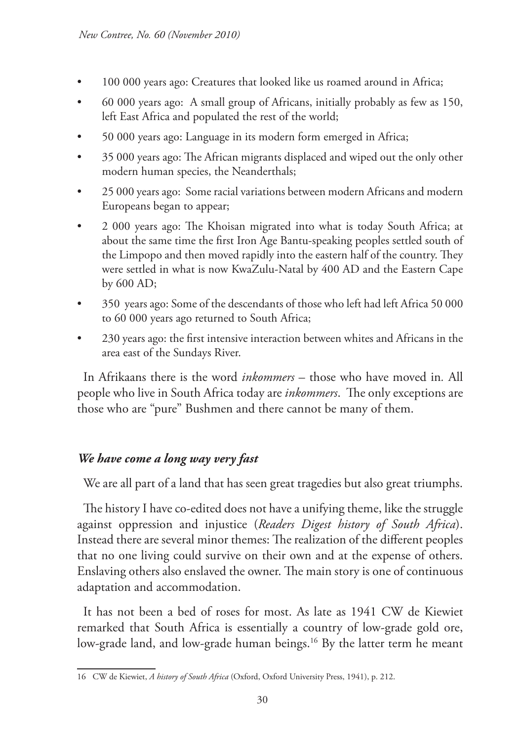- 100 000 years ago: Creatures that looked like us roamed around in Africa;
- 60 000 years ago: A small group of Africans, initially probably as few as 150, left East Africa and populated the rest of the world;
- 50 000 years ago: Language in its modern form emerged in Africa;
- 35 000 years ago: The African migrants displaced and wiped out the only other modern human species, the Neanderthals;
- 25 000 years ago: Some racial variations between modern Africans and modern Europeans began to appear;
- 2 000 years ago: The Khoisan migrated into what is today South Africa; at about the same time the first Iron Age Bantu-speaking peoples settled south of the Limpopo and then moved rapidly into the eastern half of the country. They were settled in what is now KwaZulu-Natal by 400 AD and the Eastern Cape by 600 AD;
- 350 years ago: Some of the descendants of those who left had left Africa 50 000 to 60 000 years ago returned to South Africa;
- 230 years ago: the first intensive interaction between whites and Africans in the area east of the Sundays River.

In Afrikaans there is the word *inkommers* – those who have moved in. All people who live in South Africa today are *inkommers*. The only exceptions are those who are "pure" Bushmen and there cannot be many of them.

### *We have come a long way very fast*

We are all part of a land that has seen great tragedies but also great triumphs.

The history I have co-edited does not have a unifying theme, like the struggle against oppression and injustice (*Readers Digest history of South Africa*). Instead there are several minor themes: The realization of the different peoples that no one living could survive on their own and at the expense of others. Enslaving others also enslaved the owner. The main story is one of continuous adaptation and accommodation.

It has not been a bed of roses for most. As late as 1941 CW de Kiewiet remarked that South Africa is essentially a country of low-grade gold ore, low-grade land, and low-grade human beings.[16] By the latter term he meant

---

16 CW de Kiewiet, *A history of South Africa* (Oxford, Oxford University Press, 1941), p. 212.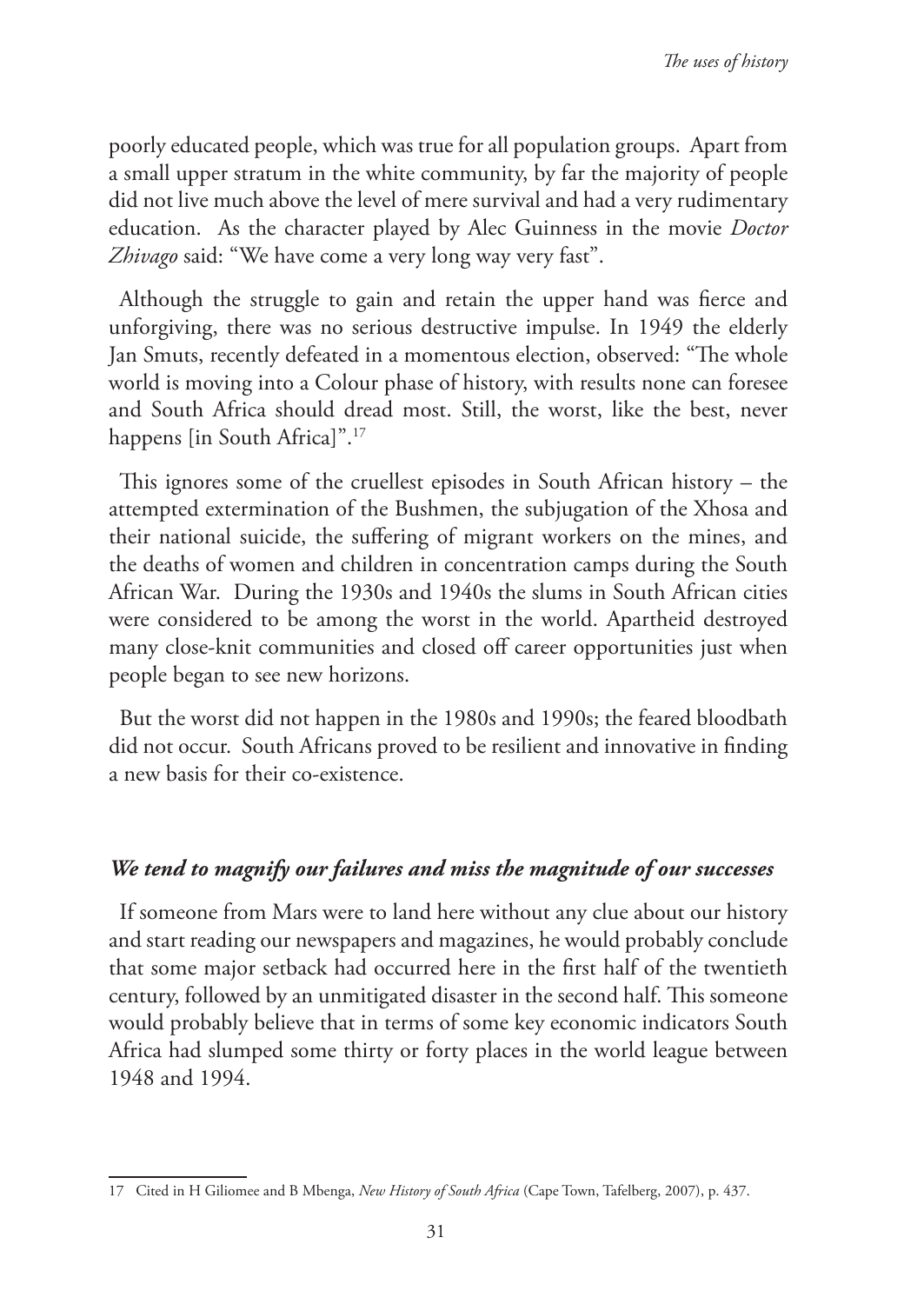poorly educated people, which was true for all population groups. Apart from a small upper stratum in the white community, by far the majority of people did not live much above the level of mere survival and had a very rudimentary education. As the character played by Alec Guinness in the movie *Doctor Zhivago* said: "We have come a very long way very fast".

Although the struggle to gain and retain the upper hand was fierce and unforgiving, there was no serious destructive impulse. In 1949 the elderly Jan Smuts, recently defeated in a momentous election, observed: "The whole world is moving into a Colour phase of history, with results none can foresee and South Africa should dread most. Still, the worst, like the best, never happens [in South Africa]".[17]

This ignores some of the cruellest episodes in South African history – the attempted extermination of the Bushmen, the subjugation of the Xhosa and their national suicide, the suffering of migrant workers on the mines, and the deaths of women and children in concentration camps during the South African War. During the 1930s and 1940s the slums in South African cities were considered to be among the worst in the world. Apartheid destroyed many close-knit communities and closed off career opportunities just when people began to see new horizons.

But the worst did not happen in the 1980s and 1990s; the feared bloodbath did not occur. South Africans proved to be resilient and innovative in finding a new basis for their co-existence.

### *We tend to magnify our failures and miss the magnitude of our successes*

If someone from Mars were to land here without any clue about our history and start reading our newspapers and magazines, he would probably conclude that some major setback had occurred here in the first half of the twentieth century, followed by an unmitigated disaster in the second half. This someone would probably believe that in terms of some key economic indicators South Africa had slumped some thirty or forty places in the world league between 1948 and 1994.

---

17 Cited in H Giliomee and B Mbenga, *New History of South Africa* (Cape Town, Tafelberg, 2007), p. 437.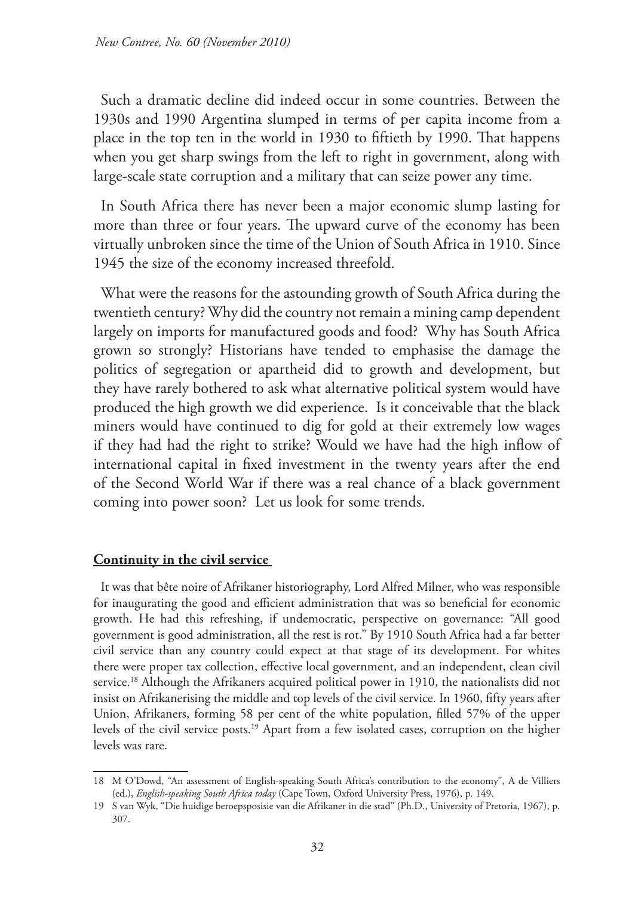Such a dramatic decline did indeed occur in some countries. Between the 1930s and 1990 Argentina slumped in terms of per capita income from a place in the top ten in the world in 1930 to fiftieth by 1990. That happens when you get sharp swings from the left to right in government, along with large-scale state corruption and a military that can seize power any time.

In South Africa there has never been a major economic slump lasting for more than three or four years. The upward curve of the economy has been virtually unbroken since the time of the Union of South Africa in 1910. Since 1945 the size of the economy increased threefold.

What were the reasons for the astounding growth of South Africa during the twentieth century? Why did the country not remain a mining camp dependent largely on imports for manufactured goods and food? Why has South Africa grown so strongly? Historians have tended to emphasise the damage the politics of segregation or apartheid did to growth and development, but they have rarely bothered to ask what alternative political system would have produced the high growth we did experience. Is it conceivable that the black miners would have continued to dig for gold at their extremely low wages if they had had the right to strike? Would we have had the high inflow of international capital in fixed investment in the twenty years after the end of the Second World War if there was a real chance of a black government coming into power soon? Let us look for some trends.

## Continuity in the civil service

It was that bête noire of Afrikaner historiography, Lord Alfred Milner, who was responsible for inaugurating the good and efficient administration that was so beneficial for economic growth. He had this refreshing, if undemocratic, perspective on governance: "All good government is good administration, all the rest is rot." By 1910 South Africa had a far better civil service than any country could expect at that stage of its development. For whites there were proper tax collection, effective local government, and an independent, clean civil service.[18] Although the Afrikaners acquired political power in 1910, the nationalists did not insist on Afrikanerising the middle and top levels of the civil service. In 1960, fifty years after Union, Afrikaners, forming 58 per cent of the white population, filled 57% of the upper levels of the civil service posts.[19] Apart from a few isolated cases, corruption on the higher levels was rare.

---

18 M O'Dowd, "An assessment of English-speaking South Africa's contribution to the economy", A de Villiers (ed.), *English-speaking South Africa today* (Cape Town, Oxford University Press, 1976), p. 149.

19 S van Wyk, "Die huidige beroepsposisie van die Afrikaner in die stad" (Ph.D., University of Pretoria, 1967), p. 307.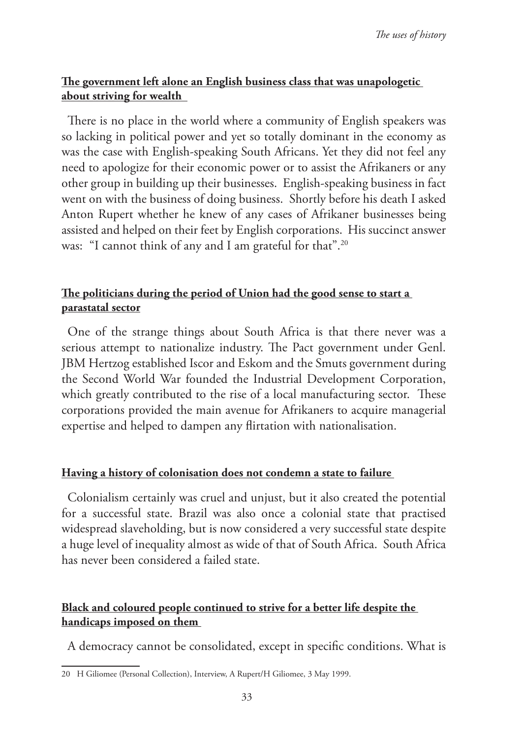**<u>The government left alone an English business class that was unapologetic about striving for wealth</u>**

There is no place in the world where a community of English speakers was so lacking in political power and yet so totally dominant in the economy as was the case with English-speaking South Africans. Yet they did not feel any need to apologize for their economic power or to assist the Afrikaners or any other group in building up their businesses. English-speaking business in fact went on with the business of doing business. Shortly before his death I asked Anton Rupert whether he knew of any cases of Afrikaner businesses being assisted and helped on their feet by English corporations. His succinct answer was: "I cannot think of any and I am grateful for that".[20]

**<u>The politicians during the period of Union had the good sense to start a parastatal sector</u>**

One of the strange things about South Africa is that there never was a serious attempt to nationalize industry. The Pact government under Genl. JBM Hertzog established Iscor and Eskom and the Smuts government during the Second World War founded the Industrial Development Corporation, which greatly contributed to the rise of a local manufacturing sector. These corporations provided the main avenue for Afrikaners to acquire managerial expertise and helped to dampen any flirtation with nationalisation.

**<u>Having a history of colonisation does not condemn a state to failure</u>**

Colonialism certainly was cruel and unjust, but it also created the potential for a successful state. Brazil was also once a colonial state that practised widespread slaveholding, but is now considered a very successful state despite a huge level of inequality almost as wide of that of South Africa. South Africa has never been considered a failed state.

**<u>Black and coloured people continued to strive for a better life despite the handicaps imposed on them</u>**

A democracy cannot be consolidated, except in specific conditions. What is

20 H Giliomee (Personal Collection), Interview, A Rupert/H Giliomee, 3 May 1999.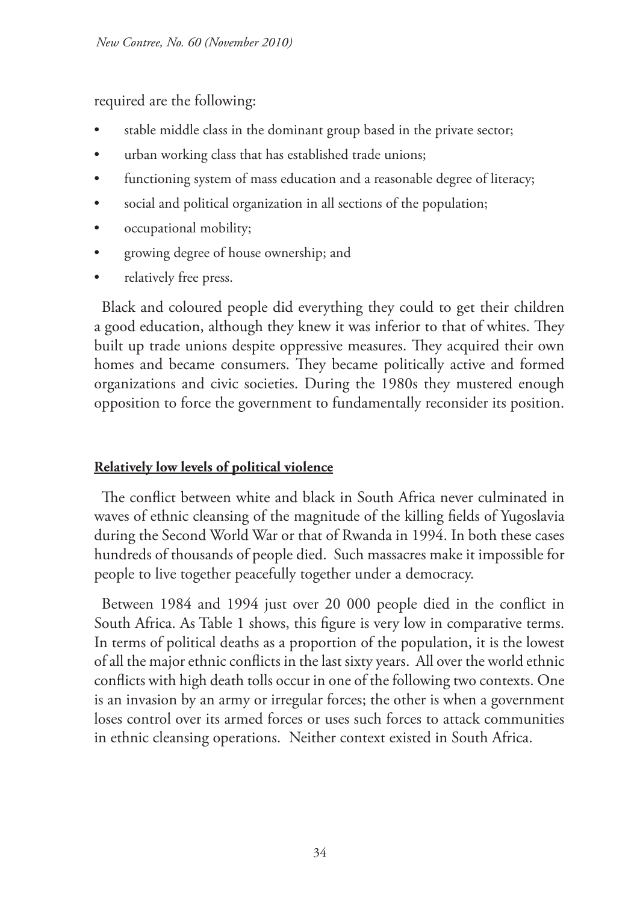required are the following:

- stable middle class in the dominant group based in the private sector;
- urban working class that has established trade unions;
- functioning system of mass education and a reasonable degree of literacy;
- social and political organization in all sections of the population;
- occupational mobility;
- growing degree of house ownership; and
- relatively free press.

Black and coloured people did everything they could to get their children a good education, although they knew it was inferior to that of whites. They built up trade unions despite oppressive measures. They acquired their own homes and became consumers. They became politically active and formed organizations and civic societies. During the 1980s they mustered enough opposition to force the government to fundamentally reconsider its position.

**Relatively low levels of political violence**

The conflict between white and black in South Africa never culminated in waves of ethnic cleansing of the magnitude of the killing fields of Yugoslavia during the Second World War or that of Rwanda in 1994. In both these cases hundreds of thousands of people died. Such massacres make it impossible for people to live together peacefully together under a democracy.

Between 1984 and 1994 just over 20 000 people died in the conflict in South Africa. As Table 1 shows, this figure is very low in comparative terms. In terms of political deaths as a proportion of the population, it is the lowest of all the major ethnic conflicts in the last sixty years. All over the world ethnic conflicts with high death tolls occur in one of the following two contexts. One is an invasion by an army or irregular forces; the other is when a government loses control over its armed forces or uses such forces to attack communities in ethnic cleansing operations. Neither context existed in South Africa.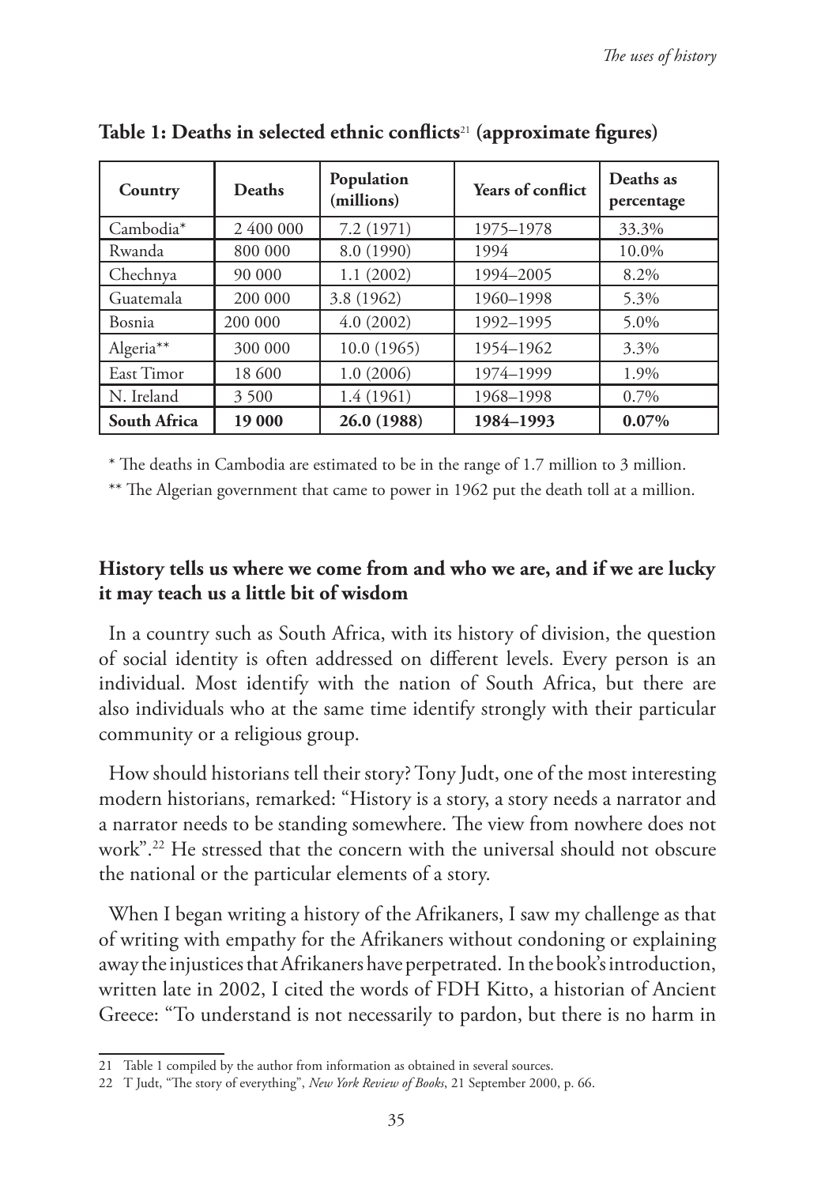**Table 1: Deaths in selected ethnic conflicts[21] (approximate figures)**

| Country | Deaths | Population (millions) | Years of conflict | Deaths as percentage |
|---|---|---|---|---|
| Cambodia* | 2 400 000 | 7.2 (1971) | 1975–1978 | 33.3% |
| Rwanda | 800 000 | 8.0 (1990) | 1994 | 10.0% |
| Chechnya | 90 000 | 1.1 (2002) | 1994–2005 | 8.2% |
| Guatemala | 200 000 | 3.8 (1962) | 1960–1998 | 5.3% |
| Bosnia | 200 000 | 4.0 (2002) | 1992–1995 | 5.0% |
| Algeria** | 300 000 | 10.0 (1965) | 1954–1962 | 3.3% |
| East Timor | 18 600 | 1.0 (2006) | 1974–1999 | 1.9% |
| N. Ireland | 3 500 | 1.4 (1961) | 1968–1998 | 0.7% |
| **South Africa** | **19 000** | **26.0 (1988)** | **1984–1993** | **0.07%** |

\* The deaths in Cambodia are estimated to be in the range of 1.7 million to 3 million.

\** The Algerian government that came to power in 1962 put the death toll at a million.

## History tells us where we come from and who we are, and if we are lucky it may teach us a little bit of wisdom

In a country such as South Africa, with its history of division, the question of social identity is often addressed on different levels. Every person is an individual. Most identify with the nation of South Africa, but there are also individuals who at the same time identify strongly with their particular community or a religious group.

How should historians tell their story? Tony Judt, one of the most interesting modern historians, remarked: "History is a story, a story needs a narrator and a narrator needs to be standing somewhere. The view from nowhere does not work".[22] He stressed that the concern with the universal should not obscure the national or the particular elements of a story.

When I began writing a history of the Afrikaners, I saw my challenge as that of writing with empathy for the Afrikaners without condoning or explaining away the injustices that Afrikaners have perpetrated. In the book's introduction, written late in 2002, I cited the words of FDH Kitto, a historian of Ancient Greece: "To understand is not necessarily to pardon, but there is no harm in

---

21 Table 1 compiled by the author from information as obtained in several sources.

22 T Judt, "The story of everything", *New York Review of Books*, 21 September 2000, p. 66.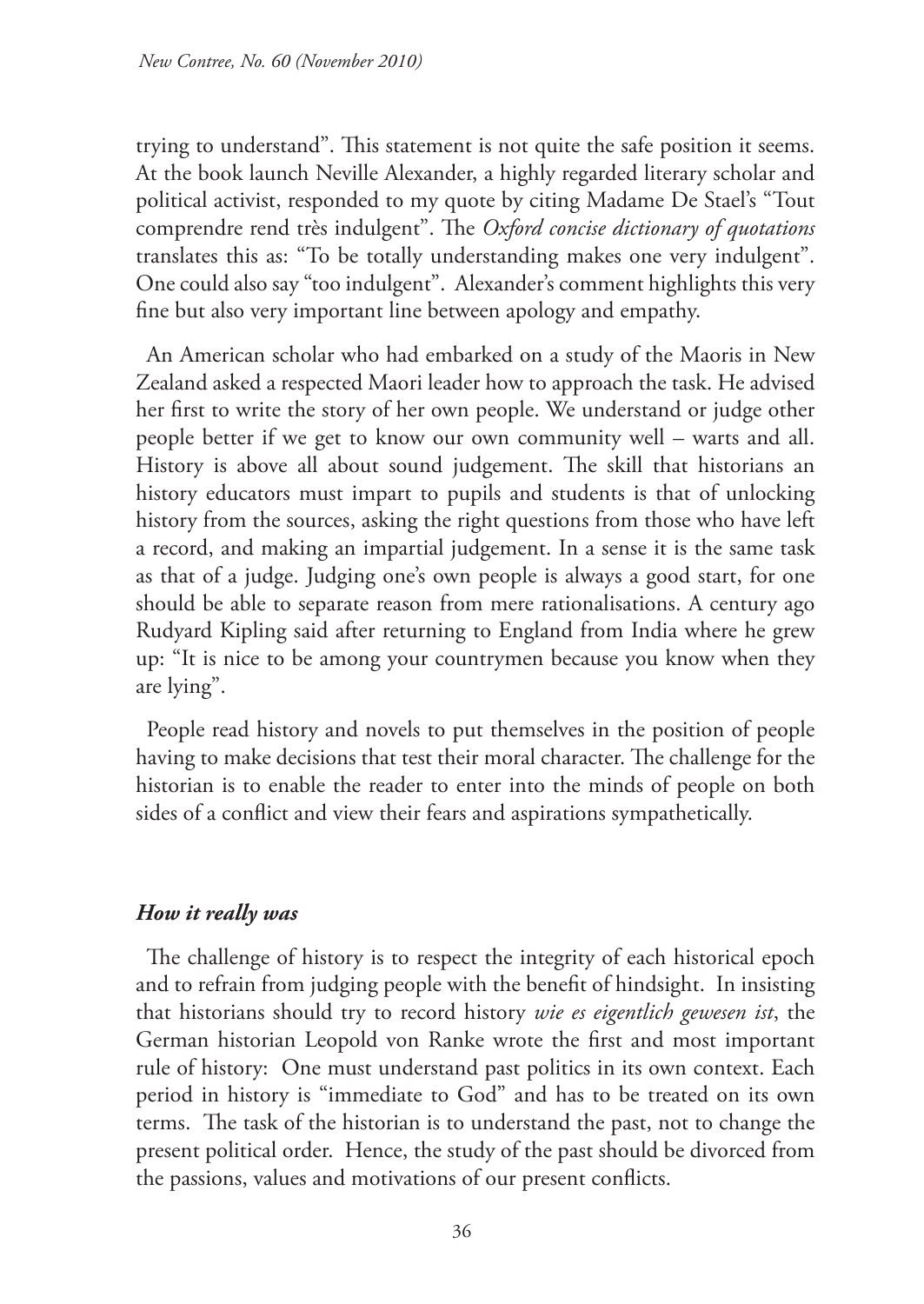trying to understand". This statement is not quite the safe position it seems. At the book launch Neville Alexander, a highly regarded literary scholar and political activist, responded to my quote by citing Madame De Stael's "Tout comprendre rend très indulgent". The *Oxford concise dictionary of quotations* translates this as: "To be totally understanding makes one very indulgent". One could also say "too indulgent". Alexander's comment highlights this very fine but also very important line between apology and empathy.

An American scholar who had embarked on a study of the Maoris in New Zealand asked a respected Maori leader how to approach the task. He advised her first to write the story of her own people. We understand or judge other people better if we get to know our own community well – warts and all. History is above all about sound judgement. The skill that historians an history educators must impart to pupils and students is that of unlocking history from the sources, asking the right questions from those who have left a record, and making an impartial judgement. In a sense it is the same task as that of a judge. Judging one's own people is always a good start, for one should be able to separate reason from mere rationalisations. A century ago Rudyard Kipling said after returning to England from India where he grew up: "It is nice to be among your countrymen because you know when they are lying".

People read history and novels to put themselves in the position of people having to make decisions that test their moral character. The challenge for the historian is to enable the reader to enter into the minds of people on both sides of a conflict and view their fears and aspirations sympathetically.

### *How it really was*

The challenge of history is to respect the integrity of each historical epoch and to refrain from judging people with the benefit of hindsight. In insisting that historians should try to record history *wie es eigentlich gewesen ist*, the German historian Leopold von Ranke wrote the first and most important rule of history: One must understand past politics in its own context. Each period in history is "immediate to God" and has to be treated on its own terms. The task of the historian is to understand the past, not to change the present political order. Hence, the study of the past should be divorced from the passions, values and motivations of our present conflicts.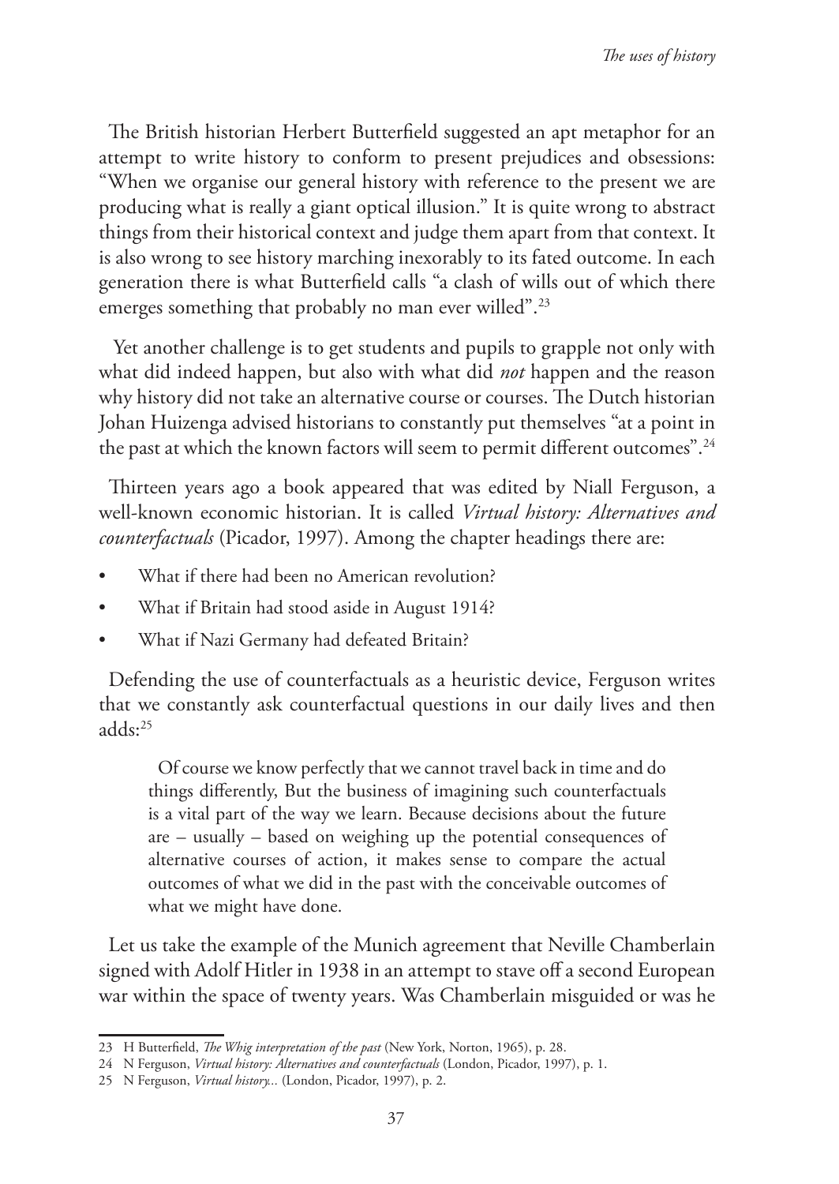The British historian Herbert Butterfield suggested an apt metaphor for an attempt to write history to conform to present prejudices and obsessions: "When we organise our general history with reference to the present we are producing what is really a giant optical illusion." It is quite wrong to abstract things from their historical context and judge them apart from that context. It is also wrong to see history marching inexorably to its fated outcome. In each generation there is what Butterfield calls "a clash of wills out of which there emerges something that probably no man ever willed".[23]

Yet another challenge is to get students and pupils to grapple not only with what did indeed happen, but also with what did *not* happen and the reason why history did not take an alternative course or courses. The Dutch historian Johan Huizenga advised historians to constantly put themselves "at a point in the past at which the known factors will seem to permit different outcomes".[24]

Thirteen years ago a book appeared that was edited by Niall Ferguson, a well-known economic historian. It is called *Virtual history: Alternatives and counterfactuals* (Picador, 1997). Among the chapter headings there are:

- What if there had been no American revolution?
- What if Britain had stood aside in August 1914?
- What if Nazi Germany had defeated Britain?

Defending the use of counterfactuals as a heuristic device, Ferguson writes that we constantly ask counterfactual questions in our daily lives and then adds:[25]

> Of course we know perfectly that we cannot travel back in time and do things differently, But the business of imagining such counterfactuals is a vital part of the way we learn. Because decisions about the future are – usually – based on weighing up the potential consequences of alternative courses of action, it makes sense to compare the actual outcomes of what we did in the past with the conceivable outcomes of what we might have done.

Let us take the example of the Munich agreement that Neville Chamberlain signed with Adolf Hitler in 1938 in an attempt to stave off a second European war within the space of twenty years. Was Chamberlain misguided or was he

---

23 H Butterfield, *The Whig interpretation of the past* (New York, Norton, 1965), p. 28.

24 N Ferguson, *Virtual history: Alternatives and counterfactuals* (London, Picador, 1997), p. 1.

25 N Ferguson, *Virtual history...* (London, Picador, 1997), p. 2.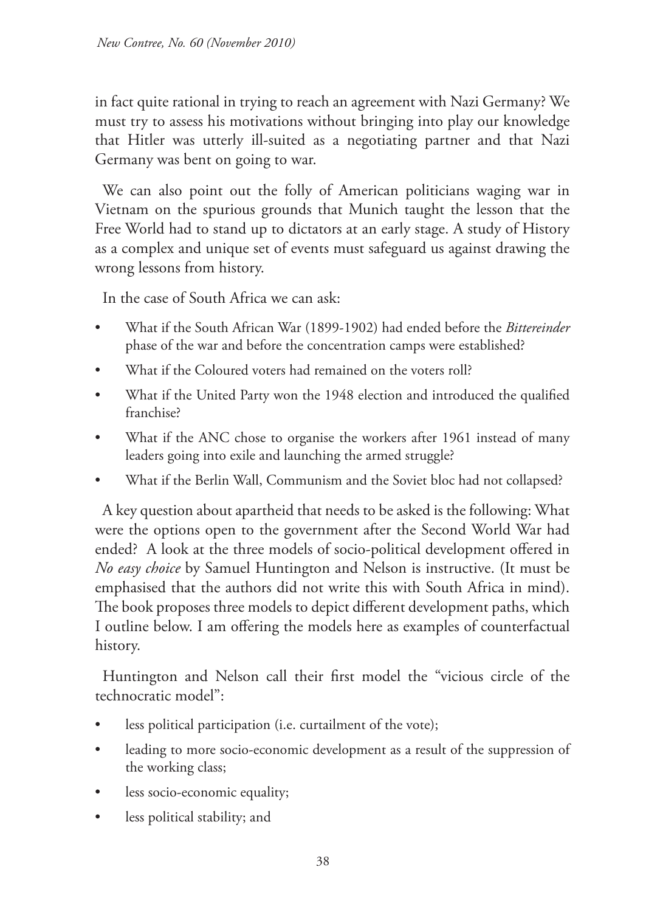in fact quite rational in trying to reach an agreement with Nazi Germany? We must try to assess his motivations without bringing into play our knowledge that Hitler was utterly ill-suited as a negotiating partner and that Nazi Germany was bent on going to war.

We can also point out the folly of American politicians waging war in Vietnam on the spurious grounds that Munich taught the lesson that the Free World had to stand up to dictators at an early stage. A study of History as a complex and unique set of events must safeguard us against drawing the wrong lessons from history.

In the case of South Africa we can ask:

- What if the South African War (1899-1902) had ended before the *Bittereinder* phase of the war and before the concentration camps were established?
- What if the Coloured voters had remained on the voters roll?
- What if the United Party won the 1948 election and introduced the qualified franchise?
- What if the ANC chose to organise the workers after 1961 instead of many leaders going into exile and launching the armed struggle?
- What if the Berlin Wall, Communism and the Soviet bloc had not collapsed?

A key question about apartheid that needs to be asked is the following: What were the options open to the government after the Second World War had ended? A look at the three models of socio-political development offered in *No easy choice* by Samuel Huntington and Nelson is instructive. (It must be emphasised that the authors did not write this with South Africa in mind). The book proposes three models to depict different development paths, which I outline below. I am offering the models here as examples of counterfactual history.

Huntington and Nelson call their first model the "vicious circle of the technocratic model":

- less political participation (i.e. curtailment of the vote);
- leading to more socio-economic development as a result of the suppression of the working class;
- less socio-economic equality;
- less political stability; and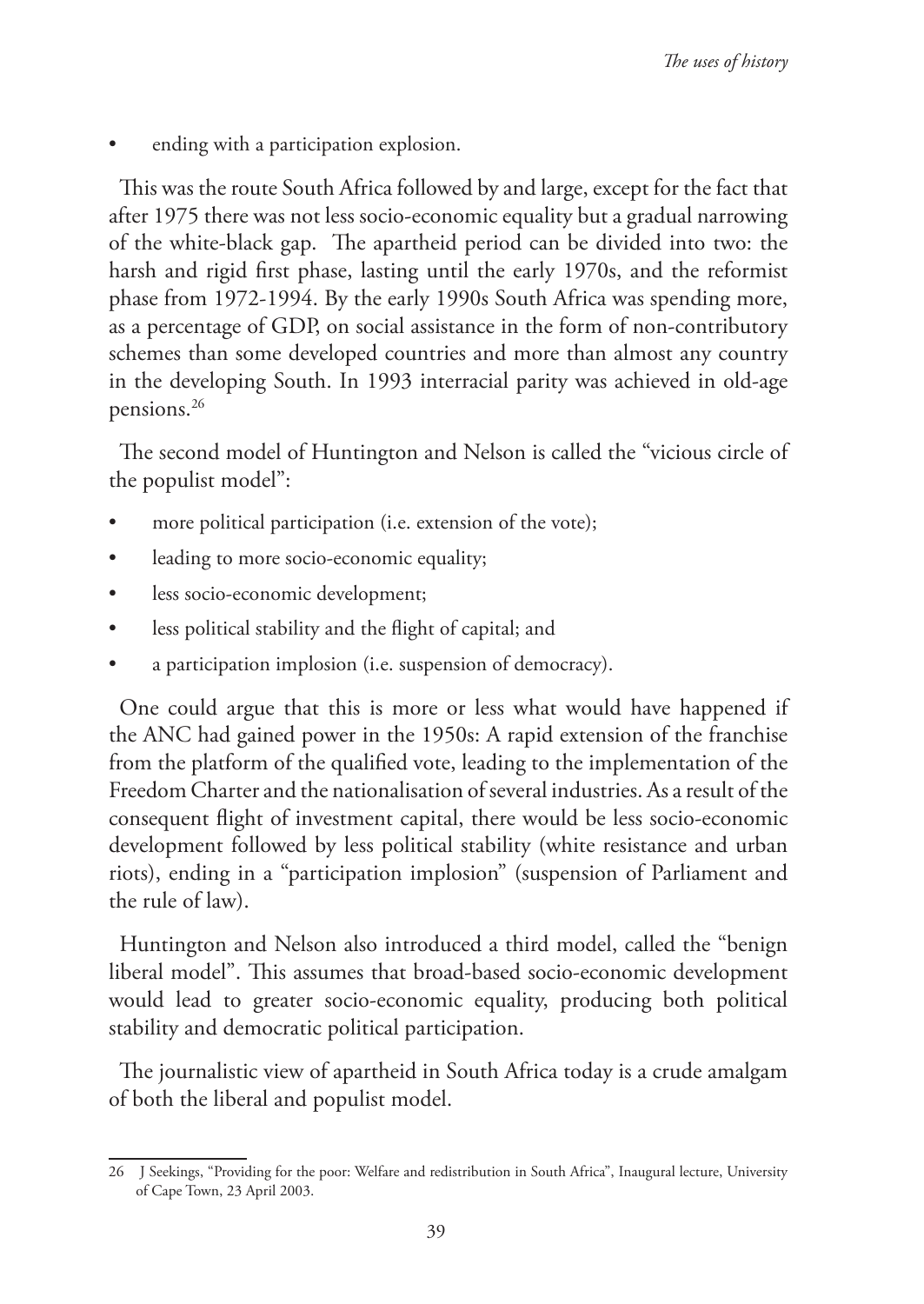- ending with a participation explosion.

This was the route South Africa followed by and large, except for the fact that after 1975 there was not less socio-economic equality but a gradual narrowing of the white-black gap. The apartheid period can be divided into two: the harsh and rigid first phase, lasting until the early 1970s, and the reformist phase from 1972-1994. By the early 1990s South Africa was spending more, as a percentage of GDP, on social assistance in the form of non-contributory schemes than some developed countries and more than almost any country in the developing South. In 1993 interracial parity was achieved in old-age pensions.[26]

The second model of Huntington and Nelson is called the "vicious circle of the populist model":

- more political participation (i.e. extension of the vote);
- leading to more socio-economic equality;
- less socio-economic development;
- less political stability and the flight of capital; and
- a participation implosion (i.e. suspension of democracy).

One could argue that this is more or less what would have happened if the ANC had gained power in the 1950s: A rapid extension of the franchise from the platform of the qualified vote, leading to the implementation of the Freedom Charter and the nationalisation of several industries. As a result of the consequent flight of investment capital, there would be less socio-economic development followed by less political stability (white resistance and urban riots), ending in a "participation implosion" (suspension of Parliament and the rule of law).

Huntington and Nelson also introduced a third model, called the "benign liberal model". This assumes that broad-based socio-economic development would lead to greater socio-economic equality, producing both political stability and democratic political participation.

The journalistic view of apartheid in South Africa today is a crude amalgam of both the liberal and populist model.

---

26 J Seekings, "Providing for the poor: Welfare and redistribution in South Africa", Inaugural lecture, University of Cape Town, 23 April 2003.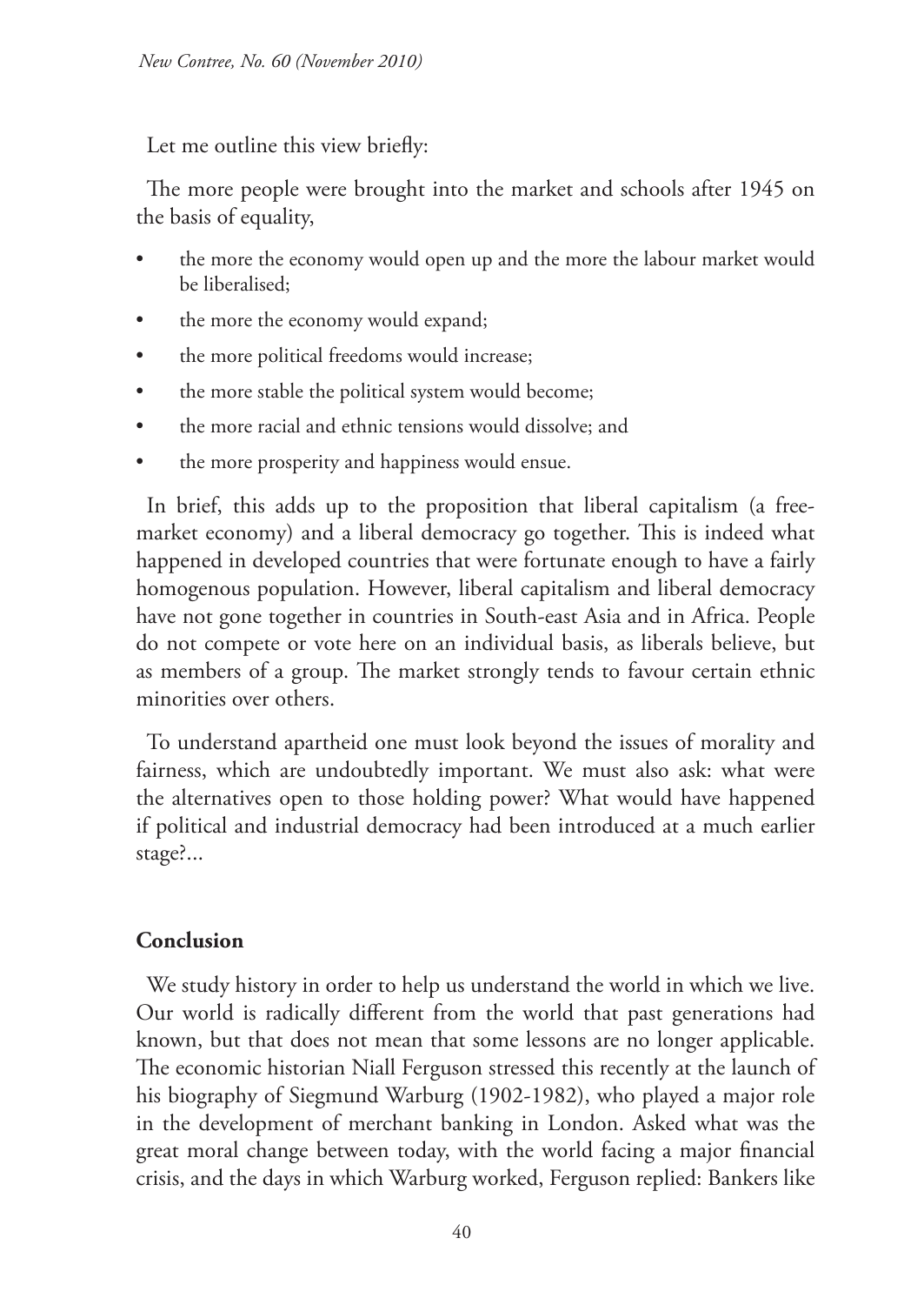Let me outline this view briefly:

The more people were brought into the market and schools after 1945 on the basis of equality,

- the more the economy would open up and the more the labour market would be liberalised;
- the more the economy would expand;
- the more political freedoms would increase;
- the more stable the political system would become;
- the more racial and ethnic tensions would dissolve; and
- the more prosperity and happiness would ensue.

In brief, this adds up to the proposition that liberal capitalism (a free-market economy) and a liberal democracy go together. This is indeed what happened in developed countries that were fortunate enough to have a fairly homogenous population. However, liberal capitalism and liberal democracy have not gone together in countries in South-east Asia and in Africa. People do not compete or vote here on an individual basis, as liberals believe, but as members of a group. The market strongly tends to favour certain ethnic minorities over others.

To understand apartheid one must look beyond the issues of morality and fairness, which are undoubtedly important. We must also ask: what were the alternatives open to those holding power? What would have happened if political and industrial democracy had been introduced at a much earlier stage?...

## Conclusion

We study history in order to help us understand the world in which we live. Our world is radically different from the world that past generations had known, but that does not mean that some lessons are no longer applicable. The economic historian Niall Ferguson stressed this recently at the launch of his biography of Siegmund Warburg (1902-1982), who played a major role in the development of merchant banking in London. Asked what was the great moral change between today, with the world facing a major financial crisis, and the days in which Warburg worked, Ferguson replied: Bankers like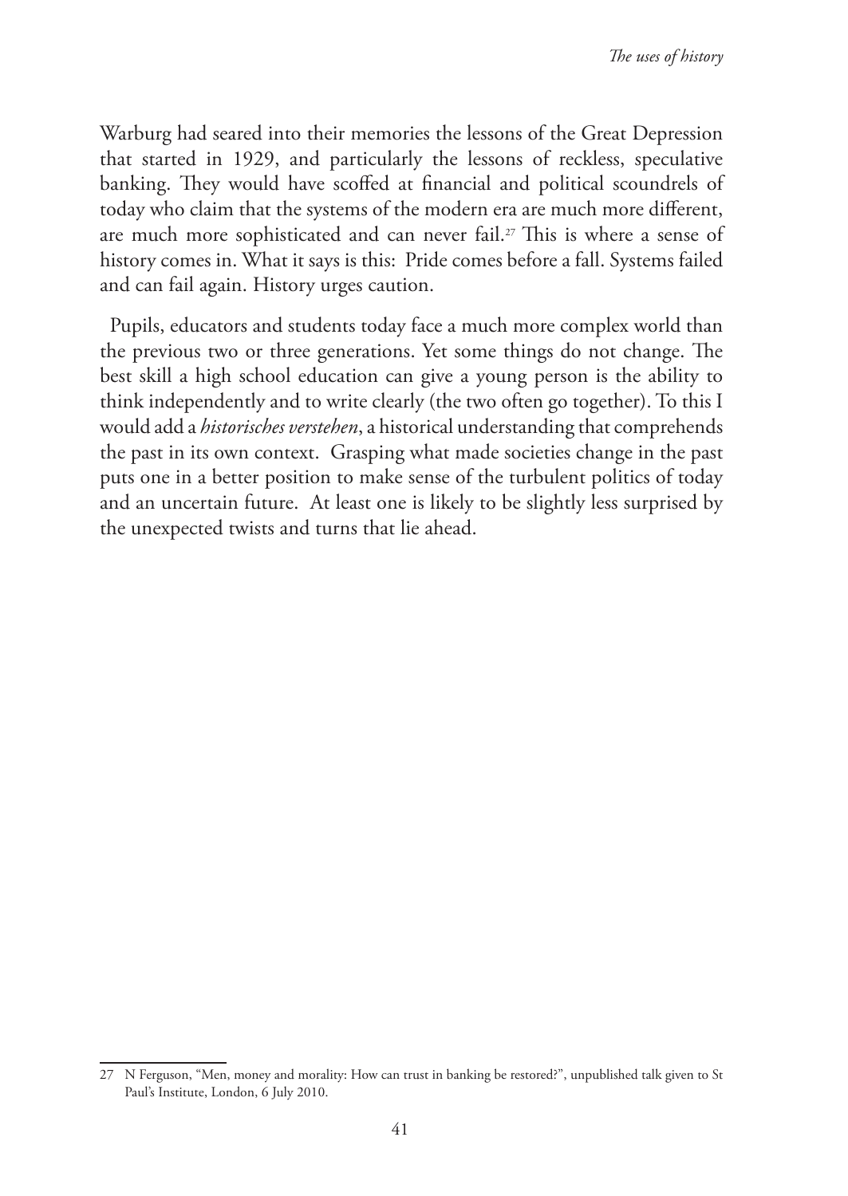Warburg had seared into their memories the lessons of the Great Depression that started in 1929, and particularly the lessons of reckless, speculative banking. They would have scoffed at financial and political scoundrels of today who claim that the systems of the modern era are much more different, are much more sophisticated and can never fail.[27] This is where a sense of history comes in. What it says is this: Pride comes before a fall. Systems failed and can fail again. History urges caution.

Pupils, educators and students today face a much more complex world than the previous two or three generations. Yet some things do not change. The best skill a high school education can give a young person is the ability to think independently and to write clearly (the two often go together). To this I would add a *historisches verstehen*, a historical understanding that comprehends the past in its own context. Grasping what made societies change in the past puts one in a better position to make sense of the turbulent politics of today and an uncertain future. At least one is likely to be slightly less surprised by the unexpected twists and turns that lie ahead.

---

27 N Ferguson, "Men, money and morality: How can trust in banking be restored?", unpublished talk given to St Paul's Institute, London, 6 July 2010.